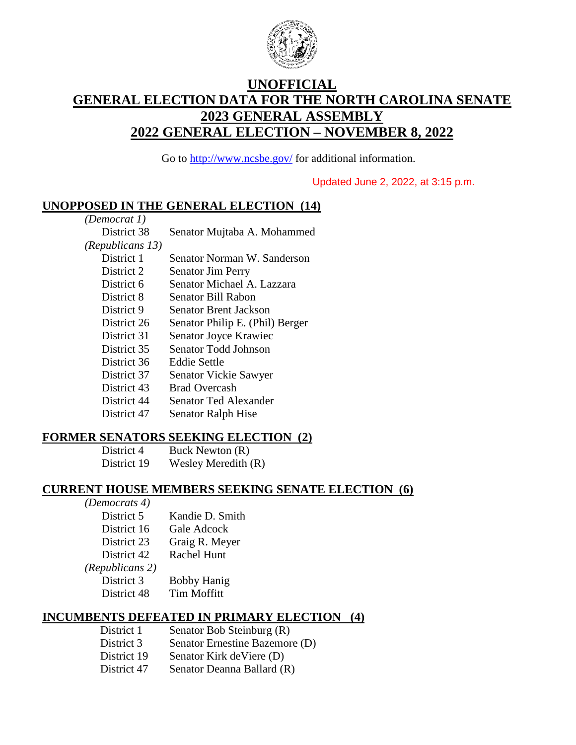# UNOFFICIAL

# GENERAL ELECTION DATA FOR THE NORTH CAROLINA SENATE

# 2023 GENERAL ASSEMBLY

# 2022 GENERAL ELECTION – NOVEMBER 8, 2022

Go to http://www.ncsbe.gov/ for additional information.

Updated June 2, 2022, at 3:15 p.m.

## UNOPPOSED IN THE GENERAL ELECTION (14)

*(Democrat 1)*

| | |
|---|---|
| District 38 | Senator Mujtaba A. Mohammed |

*(Republicans 13)*

| | |
|---|---|
| District 1 | Senator Norman W. Sanderson |
| District 2 | Senator Jim Perry |
| District 6 | Senator Michael A. Lazzara |
| District 8 | Senator Bill Rabon |
| District 9 | Senator Brent Jackson |
| District 26 | Senator Philip E. (Phil) Berger |
| District 31 | Senator Joyce Krawiec |
| District 35 | Senator Todd Johnson |
| District 36 | Eddie Settle |
| District 37 | Senator Vickie Sawyer |
| District 43 | Brad Overcash |
| District 44 | Senator Ted Alexander |
| District 47 | Senator Ralph Hise |

## FORMER SENATORS SEEKING ELECTION (2)

| | |
|---|---|
| District 4 | Buck Newton (R) |
| District 19 | Wesley Meredith (R) |

## CURRENT HOUSE MEMBERS SEEKING SENATE ELECTION (6)

*(Democrats 4)*

| | |
|---|---|
| District 5 | Kandie D. Smith |
| District 16 | Gale Adcock |
| District 23 | Graig R. Meyer |
| District 42 | Rachel Hunt |

*(Republicans 2)*

| | |
|---|---|
| District 3 | Bobby Hanig |
| District 48 | Tim Moffitt |

## INCUMBENTS DEFEATED IN PRIMARY ELECTION (4)

| | |
|---|---|
| District 1 | Senator Bob Steinburg (R) |
| District 3 | Senator Ernestine Bazemore (D) |
| District 19 | Senator Kirk deViere (D) |
| District 47 | Senator Deanna Ballard (R) |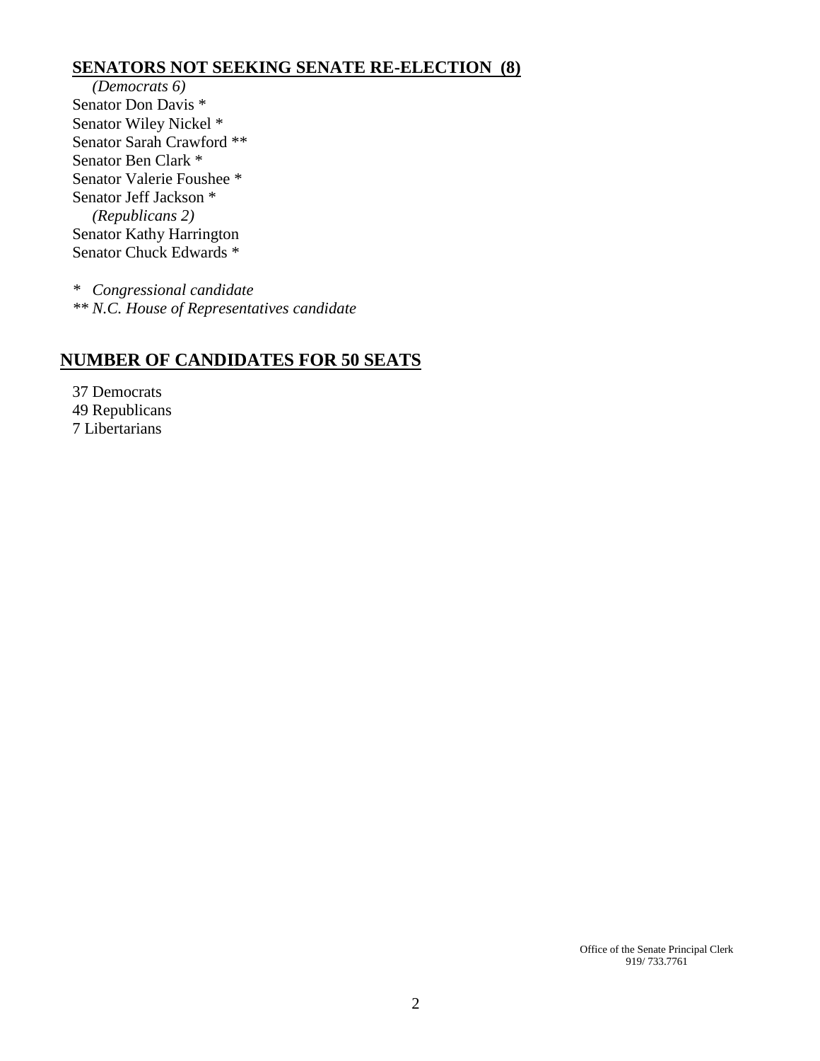## SENATORS NOT SEEKING SENATE RE-ELECTION (8)

*(Democrats 6)*

Senator Don Davis *
Senator Wiley Nickel *
Senator Sarah Crawford **
Senator Ben Clark *
Senator Valerie Foushee *
Senator Jeff Jackson *

*(Republicans 2)*

Senator Kathy Harrington
Senator Chuck Edwards *

\* *Congressional candidate*
\*\* *N.C. House of Representatives candidate*

## NUMBER OF CANDIDATES FOR 50 SEATS

37 Democrats
49 Republicans
7 Libertarians

Office of the Senate Principal Clerk
919/ 733.7761